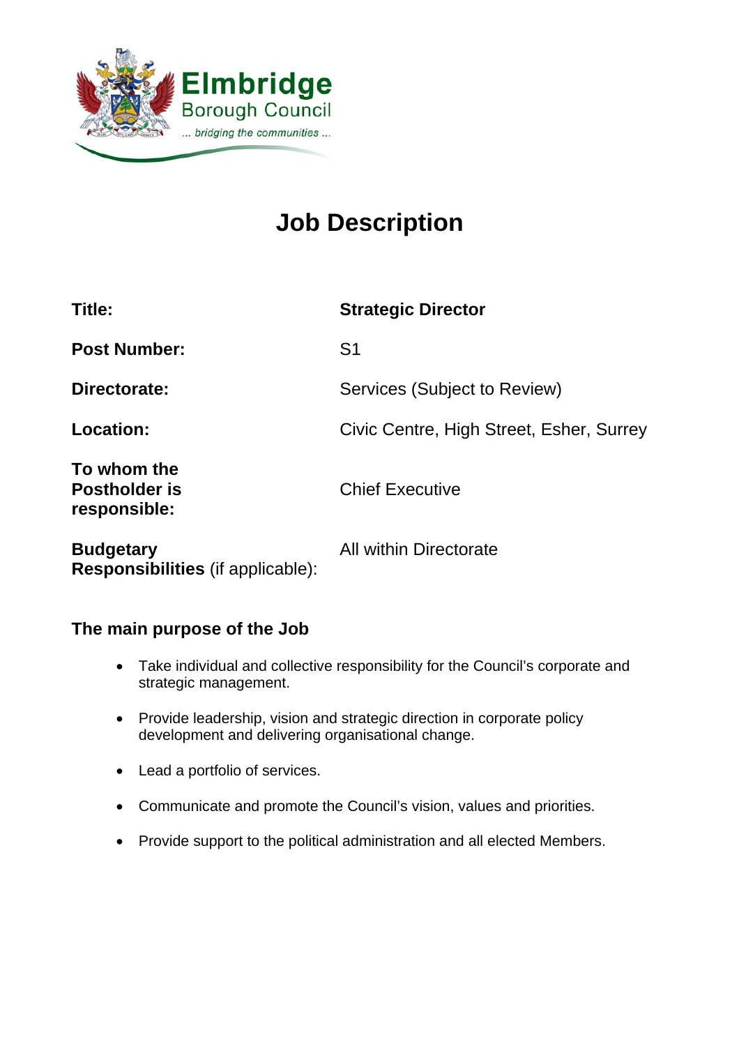Elmbridge
Borough Council
... bridging the communities ...

# Job Description

| | |
|---|---|
| **Title:** | **Strategic Director** |
| **Post Number:** | S1 |
| **Directorate:** | Services (Subject to Review) |
| **Location:** | Civic Centre, High Street, Esher, Surrey |
| **To whom the Postholder is responsible:** | Chief Executive |
| **Budgetary Responsibilities** (if applicable): | All within Directorate |

## The main purpose of the Job

- Take individual and collective responsibility for the Council's corporate and strategic management.
- Provide leadership, vision and strategic direction in corporate policy development and delivering organisational change.
- Lead a portfolio of services.
- Communicate and promote the Council's vision, values and priorities.
- Provide support to the political administration and all elected Members.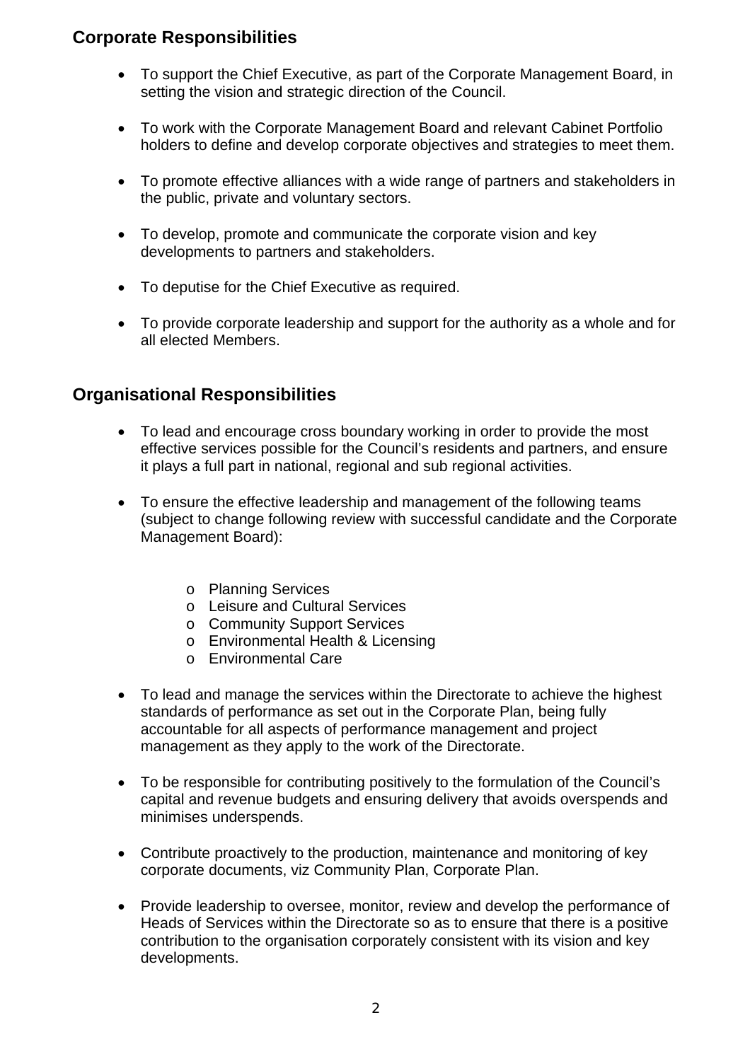## Corporate Responsibilities

- To support the Chief Executive, as part of the Corporate Management Board, in setting the vision and strategic direction of the Council.
- To work with the Corporate Management Board and relevant Cabinet Portfolio holders to define and develop corporate objectives and strategies to meet them.
- To promote effective alliances with a wide range of partners and stakeholders in the public, private and voluntary sectors.
- To develop, promote and communicate the corporate vision and key developments to partners and stakeholders.
- To deputise for the Chief Executive as required.
- To provide corporate leadership and support for the authority as a whole and for all elected Members.

## Organisational Responsibilities

- To lead and encourage cross boundary working in order to provide the most effective services possible for the Council's residents and partners, and ensure it plays a full part in national, regional and sub regional activities.
- To ensure the effective leadership and management of the following teams (subject to change following review with successful candidate and the Corporate Management Board):
  - Planning Services
  - Leisure and Cultural Services
  - Community Support Services
  - Environmental Health & Licensing
  - Environmental Care
- To lead and manage the services within the Directorate to achieve the highest standards of performance as set out in the Corporate Plan, being fully accountable for all aspects of performance management and project management as they apply to the work of the Directorate.
- To be responsible for contributing positively to the formulation of the Council's capital and revenue budgets and ensuring delivery that avoids overspends and minimises underspends.
- Contribute proactively to the production, maintenance and monitoring of key corporate documents, viz Community Plan, Corporate Plan.
- Provide leadership to oversee, monitor, review and develop the performance of Heads of Services within the Directorate so as to ensure that there is a positive contribution to the organisation corporately consistent with its vision and key developments.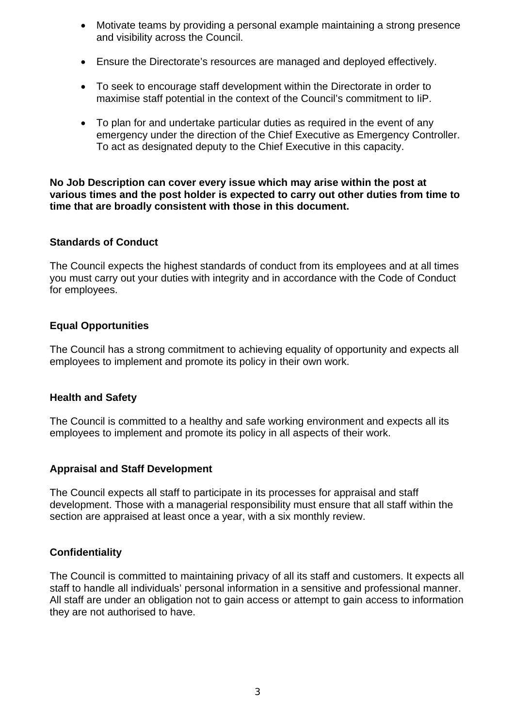- Motivate teams by providing a personal example maintaining a strong presence and visibility across the Council.
- Ensure the Directorate's resources are managed and deployed effectively.
- To seek to encourage staff development within the Directorate in order to maximise staff potential in the context of the Council's commitment to IiP.
- To plan for and undertake particular duties as required in the event of any emergency under the direction of the Chief Executive as Emergency Controller. To act as designated deputy to the Chief Executive in this capacity.

**No Job Description can cover every issue which may arise within the post at various times and the post holder is expected to carry out other duties from time to time that are broadly consistent with those in this document.**

**Standards of Conduct**

The Council expects the highest standards of conduct from its employees and at all times you must carry out your duties with integrity and in accordance with the Code of Conduct for employees.

**Equal Opportunities**

The Council has a strong commitment to achieving equality of opportunity and expects all employees to implement and promote its policy in their own work.

**Health and Safety**

The Council is committed to a healthy and safe working environment and expects all its employees to implement and promote its policy in all aspects of their work.

**Appraisal and Staff Development**

The Council expects all staff to participate in its processes for appraisal and staff development. Those with a managerial responsibility must ensure that all staff within the section are appraised at least once a year, with a six monthly review.

**Confidentiality**

The Council is committed to maintaining privacy of all its staff and customers. It expects all staff to handle all individuals' personal information in a sensitive and professional manner. All staff are under an obligation not to gain access or attempt to gain access to information they are not authorised to have.